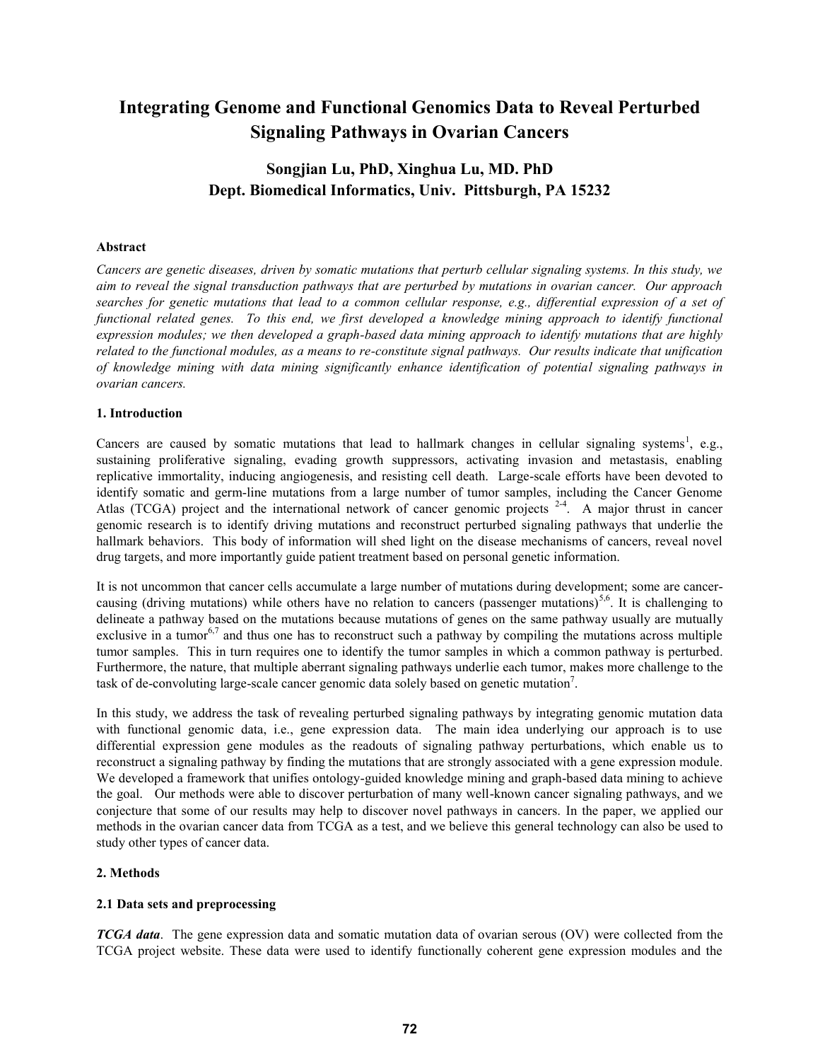# Integrating Genome and Functional Genomics Data to Reveal Perturbed Signaling Pathways in Ovarian Cancers

**Songjian Lu, PhD, Xinghua Lu, MD. PhD**
**Dept. Biomedical Informatics, Univ. Pittsburgh, PA 15232**

### Abstract

*Cancers are genetic diseases, driven by somatic mutations that perturb cellular signaling systems. In this study, we aim to reveal the signal transduction pathways that are perturbed by mutations in ovarian cancer. Our approach searches for genetic mutations that lead to a common cellular response, e.g., differential expression of a set of functional related genes. To this end, we first developed a knowledge mining approach to identify functional expression modules; we then developed a graph-based data mining approach to identify mutations that are highly related to the functional modules, as a means to re-constitute signal pathways. Our results indicate that unification of knowledge mining with data mining significantly enhance identification of potential signaling pathways in ovarian cancers.*

### 1. Introduction

Cancers are caused by somatic mutations that lead to hallmark changes in cellular signaling systems[1], e.g., sustaining proliferative signaling, evading growth suppressors, activating invasion and metastasis, enabling replicative immortality, inducing angiogenesis, and resisting cell death. Large-scale efforts have been devoted to identify somatic and germ-line mutations from a large number of tumor samples, including the Cancer Genome Atlas (TCGA) project and the international network of cancer genomic projects [2-4]. A major thrust in cancer genomic research is to identify driving mutations and reconstruct perturbed signaling pathways that underlie the hallmark behaviors. This body of information will shed light on the disease mechanisms of cancers, reveal novel drug targets, and more importantly guide patient treatment based on personal genetic information.

It is not uncommon that cancer cells accumulate a large number of mutations during development; some are cancer-causing (driving mutations) while others have no relation to cancers (passenger mutations)[5,6]. It is challenging to delineate a pathway based on the mutations because mutations of genes on the same pathway usually are mutually exclusive in a tumor[6,7] and thus one has to reconstruct such a pathway by compiling the mutations across multiple tumor samples. This in turn requires one to identify the tumor samples in which a common pathway is perturbed. Furthermore, the nature, that multiple aberrant signaling pathways underlie each tumor, makes more challenge to the task of de-convoluting large-scale cancer genomic data solely based on genetic mutation[7].

In this study, we address the task of revealing perturbed signaling pathways by integrating genomic mutation data with functional genomic data, i.e., gene expression data. The main idea underlying our approach is to use differential expression gene modules as the readouts of signaling pathway perturbations, which enable us to reconstruct a signaling pathway by finding the mutations that are strongly associated with a gene expression module. We developed a framework that unifies ontology-guided knowledge mining and graph-based data mining to achieve the goal. Our methods were able to discover perturbation of many well-known cancer signaling pathways, and we conjecture that some of our results may help to discover novel pathways in cancers. In the paper, we applied our methods in the ovarian cancer data from TCGA as a test, and we believe this general technology can also be used to study other types of cancer data.

### 2. Methods

#### 2.1 Data sets and preprocessing

***TCGA data***. The gene expression data and somatic mutation data of ovarian serous (OV) were collected from the TCGA project website. These data were used to identify functionally coherent gene expression modules and the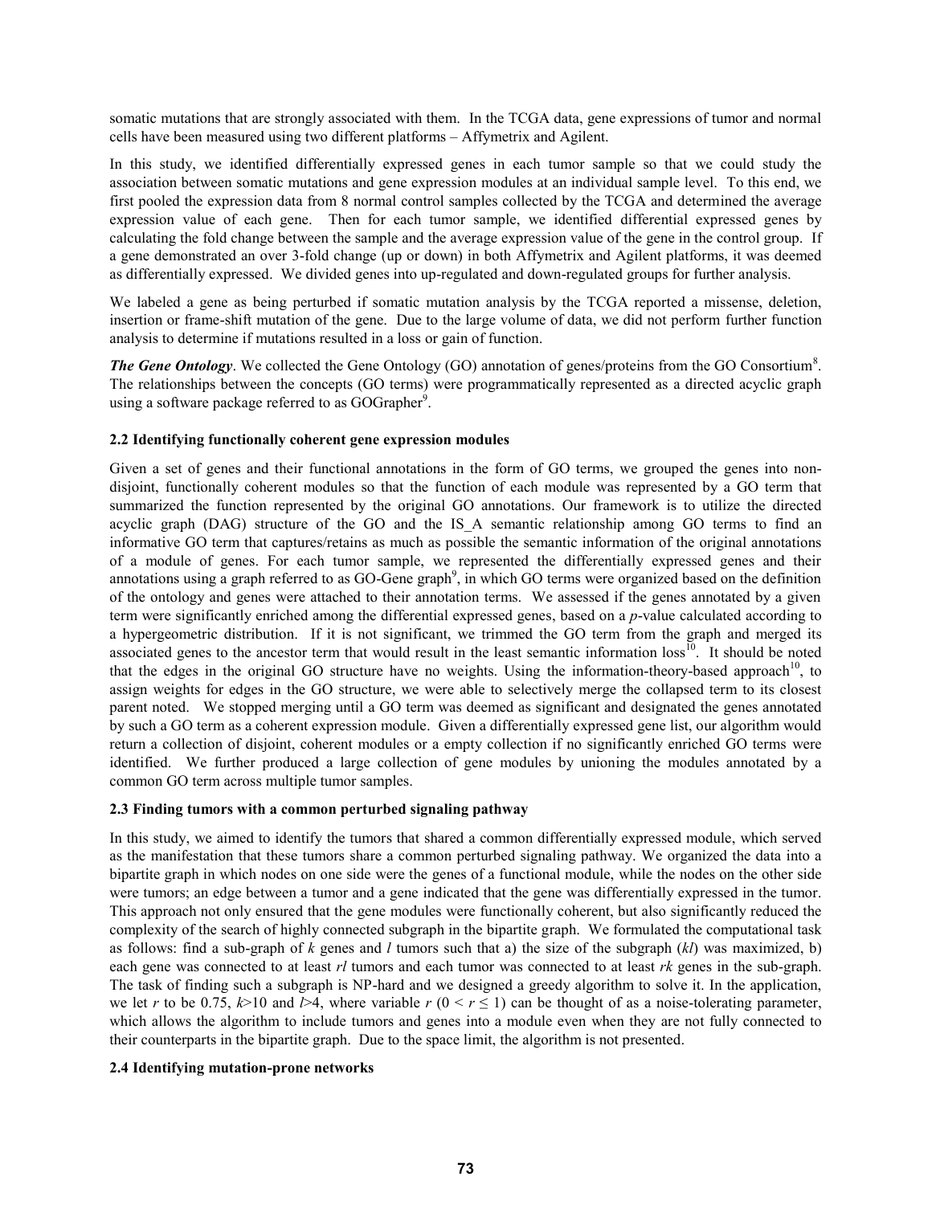somatic mutations that are strongly associated with them. In the TCGA data, gene expressions of tumor and normal cells have been measured using two different platforms – Affymetrix and Agilent.

In this study, we identified differentially expressed genes in each tumor sample so that we could study the association between somatic mutations and gene expression modules at an individual sample level. To this end, we first pooled the expression data from 8 normal control samples collected by the TCGA and determined the average expression value of each gene. Then for each tumor sample, we identified differential expressed genes by calculating the fold change between the sample and the average expression value of the gene in the control group. If a gene demonstrated an over 3-fold change (up or down) in both Affymetrix and Agilent platforms, it was deemed as differentially expressed. We divided genes into up-regulated and down-regulated groups for further analysis.

We labeled a gene as being perturbed if somatic mutation analysis by the TCGA reported a missense, deletion, insertion or frame-shift mutation of the gene. Due to the large volume of data, we did not perform further function analysis to determine if mutations resulted in a loss or gain of function.

***The Gene Ontology***. We collected the Gene Ontology (GO) annotation of genes/proteins from the GO Consortium[8]. The relationships between the concepts (GO terms) were programmatically represented as a directed acyclic graph using a software package referred to as GOGrapher[9].

### 2.2 Identifying functionally coherent gene expression modules

Given a set of genes and their functional annotations in the form of GO terms, we grouped the genes into non-disjoint, functionally coherent modules so that the function of each module was represented by a GO term that summarized the function represented by the original GO annotations. Our framework is to utilize the directed acyclic graph (DAG) structure of the GO and the IS_A semantic relationship among GO terms to find an informative GO term that captures/retains as much as possible the semantic information of the original annotations of a module of genes. For each tumor sample, we represented the differentially expressed genes and their annotations using a graph referred to as GO-Gene graph[9], in which GO terms were organized based on the definition of the ontology and genes were attached to their annotation terms. We assessed if the genes annotated by a given term were significantly enriched among the differential expressed genes, based on a *p*-value calculated according to a hypergeometric distribution. If it is not significant, we trimmed the GO term from the graph and merged its associated genes to the ancestor term that would result in the least semantic information loss[10]. It should be noted that the edges in the original GO structure have no weights. Using the information-theory-based approach[10], to assign weights for edges in the GO structure, we were able to selectively merge the collapsed term to its closest parent noted. We stopped merging until a GO term was deemed as significant and designated the genes annotated by such a GO term as a coherent expression module. Given a differentially expressed gene list, our algorithm would return a collection of disjoint, coherent modules or a empty collection if no significantly enriched GO terms were identified. We further produced a large collection of gene modules by unioning the modules annotated by a common GO term across multiple tumor samples.

### 2.3 Finding tumors with a common perturbed signaling pathway

In this study, we aimed to identify the tumors that shared a common differentially expressed module, which served as the manifestation that these tumors share a common perturbed signaling pathway. We organized the data into a bipartite graph in which nodes on one side were the genes of a functional module, while the nodes on the other side were tumors; an edge between a tumor and a gene indicated that the gene was differentially expressed in the tumor. This approach not only ensured that the gene modules were functionally coherent, but also significantly reduced the complexity of the search of highly connected subgraph in the bipartite graph. We formulated the computational task as follows: find a sub-graph of $k$ genes and $l$ tumors such that a) the size of the subgraph ($kl$) was maximized, b) each gene was connected to at least $rl$ tumors and each tumor was connected to at least $rk$ genes in the sub-graph. The task of finding such a subgraph is NP-hard and we designed a greedy algorithm to solve it. In the application, we let $r$ to be 0.75, $k$>10 and $l$>4, where variable $r$ ($0 < r \leq 1$) can be thought of as a noise-tolerating parameter, which allows the algorithm to include tumors and genes into a module even when they are not fully connected to their counterparts in the bipartite graph. Due to the space limit, the algorithm is not presented.

### 2.4 Identifying mutation-prone networks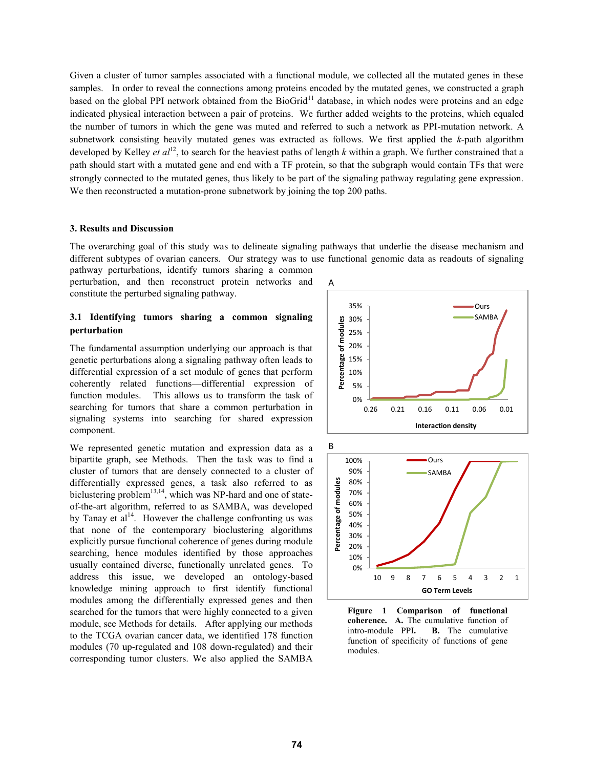Given a cluster of tumor samples associated with a functional module, we collected all the mutated genes in these samples. In order to reveal the connections among proteins encoded by the mutated genes, we constructed a graph based on the global PPI network obtained from the BioGrid[11] database, in which nodes were proteins and an edge indicated physical interaction between a pair of proteins. We further added weights to the proteins, which equaled the number of tumors in which the gene was muted and referred to such a network as PPI-mutation network. A subnetwork consisting heavily mutated genes was extracted as follows. We first applied the *k*-path algorithm developed by Kelley *et al*[12], to search for the heaviest paths of length *k* within a graph. We further constrained that a path should start with a mutated gene and end with a TF protein, so that the subgraph would contain TFs that were strongly connected to the mutated genes, thus likely to be part of the signaling pathway regulating gene expression. We then reconstructed a mutation-prone subnetwork by joining the top 200 paths.

### 3. Results and Discussion

The overarching goal of this study was to delineate signaling pathways that underlie the disease mechanism and different subtypes of ovarian cancers. Our strategy was to use functional genomic data as readouts of signaling pathway perturbations, identify tumors sharing a common perturbation, and then reconstruct protein networks and constitute the perturbed signaling pathway.

#### 3.1 Identifying tumors sharing a common signaling perturbation

The fundamental assumption underlying our approach is that genetic perturbations along a signaling pathway often leads to differential expression of a set module of genes that perform coherently related functions—differential expression of function modules. This allows us to transform the task of searching for tumors that share a common perturbation in signaling systems into searching for shared expression component.

We represented genetic mutation and expression data as a bipartite graph, see Methods. Then the task was to find a cluster of tumors that are densely connected to a cluster of differentially expressed genes, a task also referred to as biclustering problem[13,14], which was NP-hard and one of state-of-the-art algorithm, referred to as SAMBA, was developed by Tanay et al[14]. However the challenge confronting us was that none of the contemporary bioclustering algorithms explicitly pursue functional coherence of genes during module searching, hence modules identified by those approaches usually contained diverse, functionally unrelated genes. To address this issue, we developed an ontology-based knowledge mining approach to first identify functional modules among the differentially expressed genes and then searched for the tumors that were highly connected to a given module, see Methods for details. After applying our methods to the TCGA ovarian cancer data, we identified 178 function modules (70 up-regulated and 108 down-regulated) and their corresponding tumor clusters. We also applied the SAMBA

**Figure 1 Comparison of functional coherence.** **A.** The cumulative function of intro-module PPI. **B.** The cumulative function of specificity of functions of gene modules.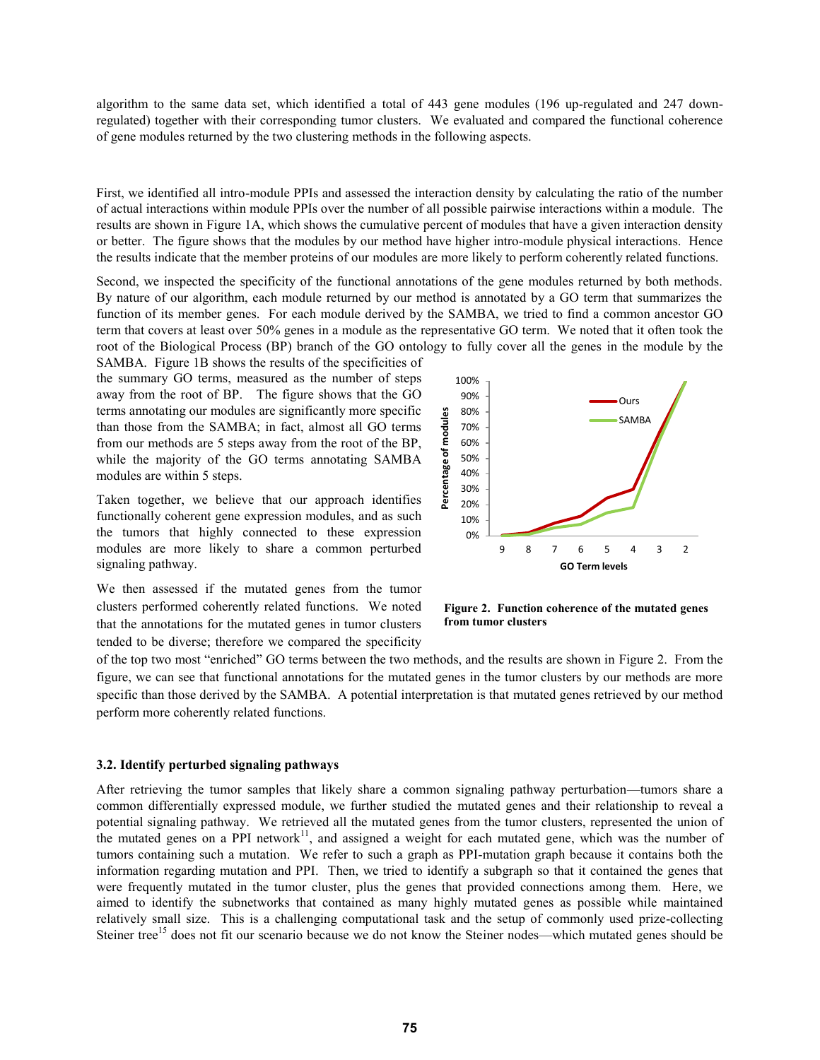algorithm to the same data set, which identified a total of 443 gene modules (196 up-regulated and 247 down-regulated) together with their corresponding tumor clusters. We evaluated and compared the functional coherence of gene modules returned by the two clustering methods in the following aspects.

First, we identified all intro-module PPIs and assessed the interaction density by calculating the ratio of the number of actual interactions within module PPIs over the number of all possible pairwise interactions within a module. The results are shown in Figure 1A, which shows the cumulative percent of modules that have a given interaction density or better. The figure shows that the modules by our method have higher intro-module physical interactions. Hence the results indicate that the member proteins of our modules are more likely to perform coherently related functions.

Second, we inspected the specificity of the functional annotations of the gene modules returned by both methods. By nature of our algorithm, each module returned by our method is annotated by a GO term that summarizes the function of its member genes. For each module derived by the SAMBA, we tried to find a common ancestor GO term that covers at least over 50% genes in a module as the representative GO term. We noted that it often took the root of the Biological Process (BP) branch of the GO ontology to fully cover all the genes in the module by the SAMBA. Figure 1B shows the results of the specificities of the summary GO terms, measured as the number of steps away from the root of BP. The figure shows that the GO terms annotating our modules are significantly more specific than those from the SAMBA; in fact, almost all GO terms from our methods are 5 steps away from the root of the BP, while the majority of the GO terms annotating SAMBA modules are within 5 steps.

Taken together, we believe that our approach identifies functionally coherent gene expression modules, and as such the tumors that highly connected to these expression modules are more likely to share a common perturbed signaling pathway.

We then assessed if the mutated genes from the tumor clusters performed coherently related functions. We noted that the annotations for the mutated genes in tumor clusters tended to be diverse; therefore we compared the specificity of the top two most "enriched" GO terms between the two methods, and the results are shown in Figure 2. From the figure, we can see that functional annotations for the mutated genes in the tumor clusters by our methods are more specific than those derived by the SAMBA. A potential interpretation is that mutated genes retrieved by our method perform more coherently related functions.

**Figure 2. Function coherence of the mutated genes from tumor clusters**

### 3.2. Identify perturbed signaling pathways

After retrieving the tumor samples that likely share a common signaling pathway perturbation—tumors share a common differentially expressed module, we further studied the mutated genes and their relationship to reveal a potential signaling pathway. We retrieved all the mutated genes from the tumor clusters, represented the union of the mutated genes on a PPI network[11], and assigned a weight for each mutated gene, which was the number of tumors containing such a mutation. We refer to such a graph as PPI-mutation graph because it contains both the information regarding mutation and PPI. Then, we tried to identify a subgraph so that it contained the genes that were frequently mutated in the tumor cluster, plus the genes that provided connections among them. Here, we aimed to identify the subnetworks that contained as many highly mutated genes as possible while maintained relatively small size. This is a challenging computational task and the setup of commonly used prize-collecting Steiner tree[15] does not fit our scenario because we do not know the Steiner nodes—which mutated genes should be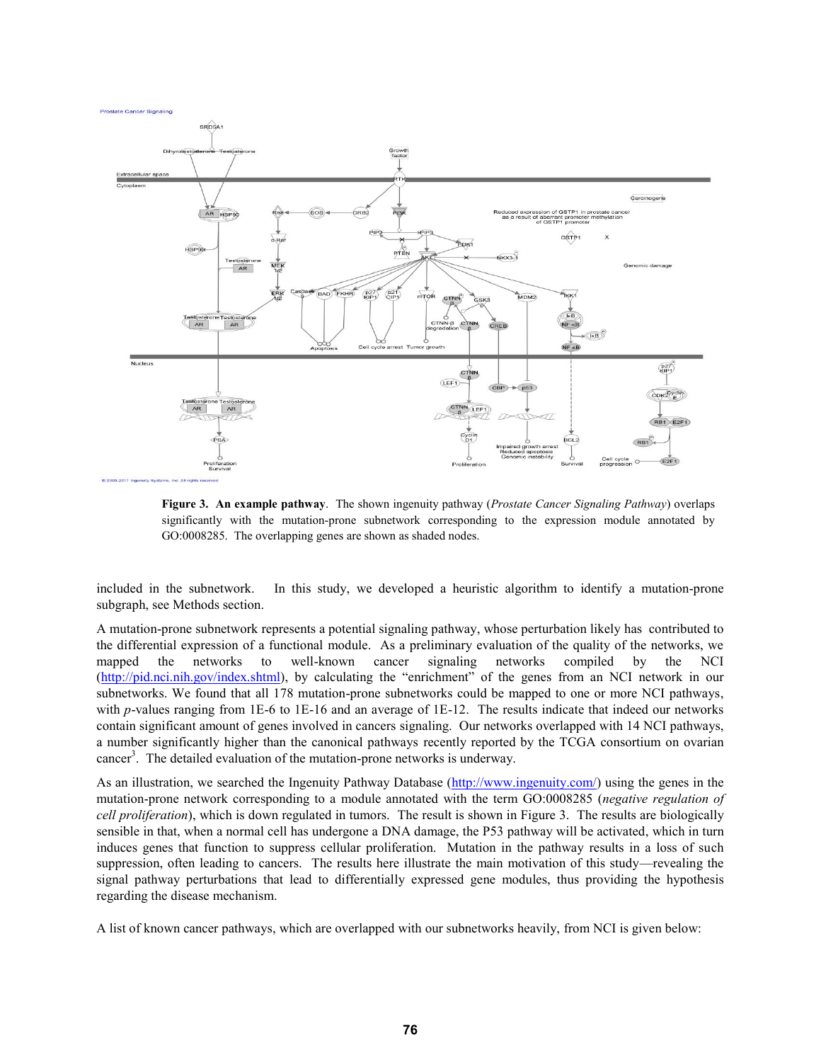**Figure 3. An example pathway**. The shown ingenuity pathway (*Prostate Cancer Signaling Pathway*) overlaps significantly with the mutation-prone subnetwork corresponding to the expression module annotated by GO:0008285. The overlapping genes are shown as shaded nodes.

included in the subnetwork. In this study, we developed a heuristic algorithm to identify a mutation-prone subgraph, see Methods section.

A mutation-prone subnetwork represents a potential signaling pathway, whose perturbation likely has contributed to the differential expression of a functional module. As a preliminary evaluation of the quality of the networks, we mapped the networks to well-known cancer signaling networks compiled by the NCI (http://pid.nci.nih.gov/index.shtml), by calculating the "enrichment" of the genes from an NCI network in our subnetworks. We found that all 178 mutation-prone subnetworks could be mapped to one or more NCI pathways, with *p*-values ranging from 1E-6 to 1E-16 and an average of 1E-12. The results indicate that indeed our networks contain significant amount of genes involved in cancers signaling. Our networks overlapped with 14 NCI pathways, a number significantly higher than the canonical pathways recently reported by the TCGA consortium on ovarian cancer[3]. The detailed evaluation of the mutation-prone networks is underway.

As an illustration, we searched the Ingenuity Pathway Database (http://www.ingenuity.com/) using the genes in the mutation-prone network corresponding to a module annotated with the term GO:0008285 (*negative regulation of cell proliferation*), which is down regulated in tumors. The result is shown in Figure 3. The results are biologically sensible in that, when a normal cell has undergone a DNA damage, the P53 pathway will be activated, which in turn induces genes that function to suppress cellular proliferation. Mutation in the pathway results in a loss of such suppression, often leading to cancers. The results here illustrate the main motivation of this study—revealing the signal pathway perturbations that lead to differentially expressed gene modules, thus providing the hypothesis regarding the disease mechanism.

A list of known cancer pathways, which are overlapped with our subnetworks heavily, from NCI is given below: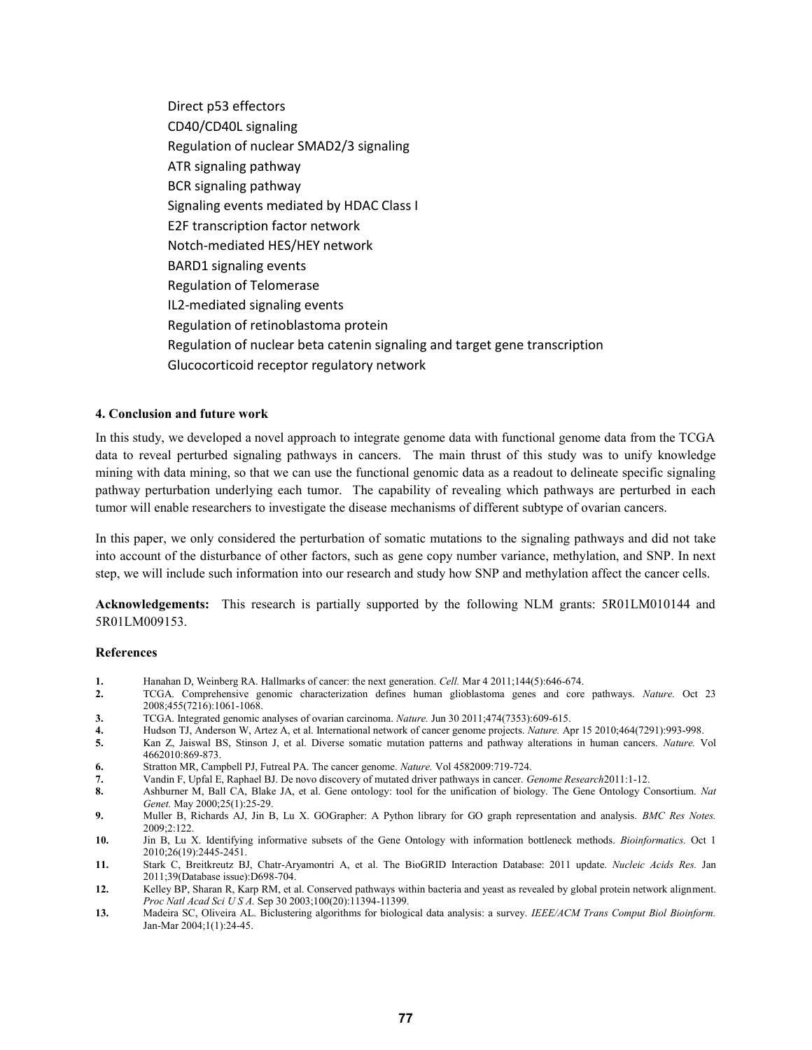Direct p53 effectors
CD40/CD40L signaling
Regulation of nuclear SMAD2/3 signaling
ATR signaling pathway
BCR signaling pathway
Signaling events mediated by HDAC Class I
E2F transcription factor network
Notch-mediated HES/HEY network
BARD1 signaling events
Regulation of Telomerase
IL2-mediated signaling events
Regulation of retinoblastoma protein
Regulation of nuclear beta catenin signaling and target gene transcription
Glucocorticoid receptor regulatory network

## 4. Conclusion and future work

In this study, we developed a novel approach to integrate genome data with functional genome data from the TCGA data to reveal perturbed signaling pathways in cancers. The main thrust of this study was to unify knowledge mining with data mining, so that we can use the functional genomic data as a readout to delineate specific signaling pathway perturbation underlying each tumor. The capability of revealing which pathways are perturbed in each tumor will enable researchers to investigate the disease mechanisms of different subtype of ovarian cancers.

In this paper, we only considered the perturbation of somatic mutations to the signaling pathways and did not take into account of the disturbance of other factors, such as gene copy number variance, methylation, and SNP. In next step, we will include such information into our research and study how SNP and methylation affect the cancer cells.

**Acknowledgements:** This research is partially supported by the following NLM grants: 5R01LM010144 and 5R01LM009153.

## References

1. Hanahan D, Weinberg RA. Hallmarks of cancer: the next generation. *Cell.* Mar 4 2011;144(5):646-674.
2. TCGA. Comprehensive genomic characterization defines human glioblastoma genes and core pathways. *Nature.* Oct 23 2008;455(7216):1061-1068.
3. TCGA. Integrated genomic analyses of ovarian carcinoma. *Nature.* Jun 30 2011;474(7353):609-615.
4. Hudson TJ, Anderson W, Artez A, et al. International network of cancer genome projects. *Nature.* Apr 15 2010;464(7291):993-998.
5. Kan Z, Jaiswal BS, Stinson J, et al. Diverse somatic mutation patterns and pathway alterations in human cancers. *Nature.* Vol 4662010:869-873.
6. Stratton MR, Campbell PJ, Futreal PA. The cancer genome. *Nature.* Vol 4582009:719-724.
7. Vandin F, Upfal E, Raphael BJ. De novo discovery of mutated driver pathways in cancer. *Genome Research*2011:1-12.
8. Ashburner M, Ball CA, Blake JA, et al. Gene ontology: tool for the unification of biology. The Gene Ontology Consortium. *Nat Genet.* May 2000;25(1):25-29.
9. Muller B, Richards AJ, Jin B, Lu X. GOGrapher: A Python library for GO graph representation and analysis. *BMC Res Notes.* 2009;2:122.
10. Jin B, Lu X. Identifying informative subsets of the Gene Ontology with information bottleneck methods. *Bioinformatics.* Oct 1 2010;26(19):2445-2451.
11. Stark C, Breitkreutz BJ, Chatr-Aryamontri A, et al. The BioGRID Interaction Database: 2011 update. *Nucleic Acids Res.* Jan 2011;39(Database issue):D698-704.
12. Kelley BP, Sharan R, Karp RM, et al. Conserved pathways within bacteria and yeast as revealed by global protein network alignment. *Proc Natl Acad Sci U S A.* Sep 30 2003;100(20):11394-11399.
13. Madeira SC, Oliveira AL. Biclustering algorithms for biological data analysis: a survey. *IEEE/ACM Trans Comput Biol Bioinform.* Jan-Mar 2004;1(1):24-45.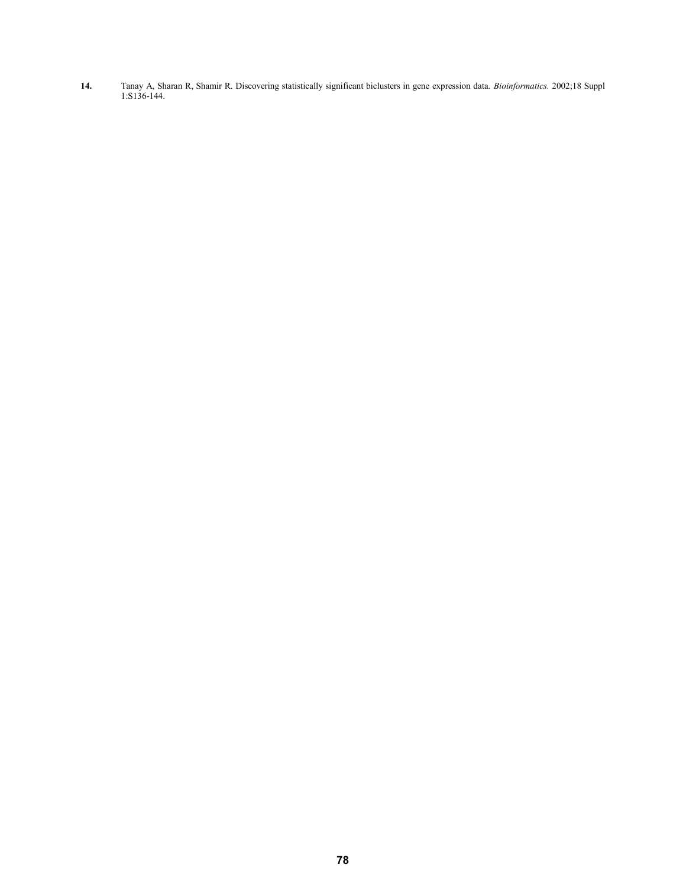14. Tanay A, Sharan R, Shamir R. Discovering statistically significant biclusters in gene expression data. *Bioinformatics*. 2002;18 Suppl 1:S136-144.